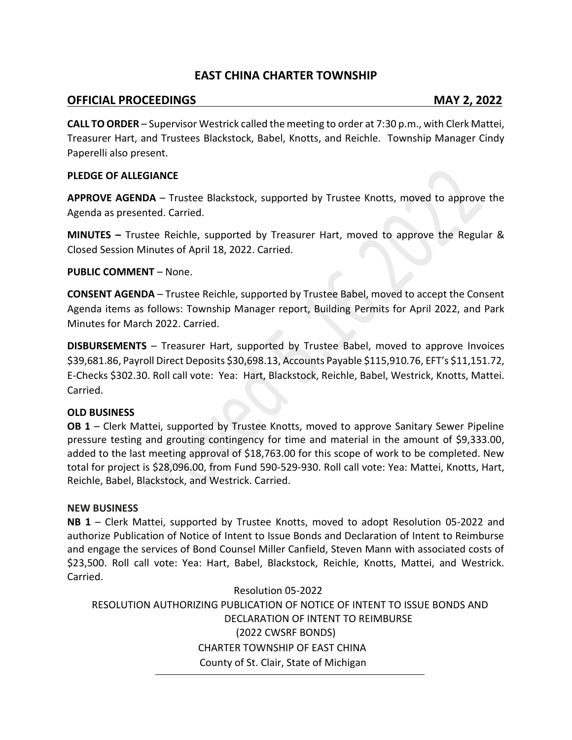# EAST CHINA CHARTER TOWNSHIP

## OFFICIAL PROCEEDINGS MAY 2, 2022

**CALL TO ORDER** – Supervisor Westrick called the meeting to order at 7:30 p.m., with Clerk Mattei, Treasurer Hart, and Trustees Blackstock, Babel, Knotts, and Reichle. Township Manager Cindy Paperelli also present.

**PLEDGE OF ALLEGIANCE**

**APPROVE AGENDA** – Trustee Blackstock, supported by Trustee Knotts, moved to approve the Agenda as presented. Carried.

**MINUTES –** Trustee Reichle, supported by Treasurer Hart, moved to approve the Regular & Closed Session Minutes of April 18, 2022. Carried.

**PUBLIC COMMENT** – None.

**CONSENT AGENDA** – Trustee Reichle, supported by Trustee Babel, moved to accept the Consent Agenda items as follows: Township Manager report, Building Permits for April 2022, and Park Minutes for March 2022. Carried.

**DISBURSEMENTS** – Treasurer Hart, supported by Trustee Babel, moved to approve Invoices $39,681.86, Payroll Direct Deposits $30,698.13, Accounts Payable $115,910.76, EFT's $11,151.72, E-Checks $302.30. Roll call vote: Yea: Hart, Blackstock, Reichle, Babel, Westrick, Knotts, Mattei. Carried.

**OLD BUSINESS**

**OB 1** – Clerk Mattei, supported by Trustee Knotts, moved to approve Sanitary Sewer Pipeline pressure testing and grouting contingency for time and material in the amount of $9,333.00, added to the last meeting approval of $18,763.00 for this scope of work to be completed. New total for project is $28,096.00, from Fund 590-529-930. Roll call vote: Yea: Mattei, Knotts, Hart, Reichle, Babel, Blackstock, and Westrick. Carried.

**NEW BUSINESS**

**NB 1** – Clerk Mattei, supported by Trustee Knotts, moved to adopt Resolution 05-2022 and authorize Publication of Notice of Intent to Issue Bonds and Declaration of Intent to Reimburse and engage the services of Bond Counsel Miller Canfield, Steven Mann with associated costs of $23,500. Roll call vote: Yea: Hart, Babel, Blackstock, Reichle, Knotts, Mattei, and Westrick. Carried.

Resolution 05-2022

RESOLUTION AUTHORIZING PUBLICATION OF NOTICE OF INTENT TO ISSUE BONDS AND DECLARATION OF INTENT TO REIMBURSE

(2022 CWSRF BONDS)

CHARTER TOWNSHIP OF EAST CHINA

County of St. Clair, State of Michigan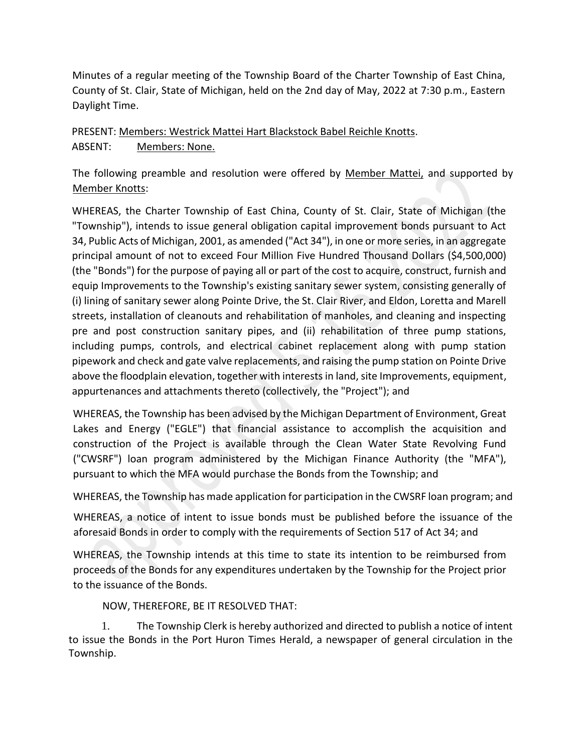Minutes of a regular meeting of the Township Board of the Charter Township of East China, County of St. Clair, State of Michigan, held on the 2nd day of May, 2022 at 7:30 p.m., Eastern Daylight Time.

PRESENT: Members: Westrick Mattei Hart Blackstock Babel Reichle Knotts.

ABSENT: Members: None.

The following preamble and resolution were offered by Member Mattei, and supported by Member Knotts:

WHEREAS, the Charter Township of East China, County of St. Clair, State of Michigan (the "Township"), intends to issue general obligation capital improvement bonds pursuant to Act 34, Public Acts of Michigan, 2001, as amended ("Act 34"), in one or more series, in an aggregate principal amount of not to exceed Four Million Five Hundred Thousand Dollars ($4,500,000) (the "Bonds") for the purpose of paying all or part of the cost to acquire, construct, furnish and equip Improvements to the Township's existing sanitary sewer system, consisting generally of (i) lining of sanitary sewer along Pointe Drive, the St. Clair River, and Eldon, Loretta and Marell streets, installation of cleanouts and rehabilitation of manholes, and cleaning and inspecting pre and post construction sanitary pipes, and (ii) rehabilitation of three pump stations, including pumps, controls, and electrical cabinet replacement along with pump station pipework and check and gate valve replacements, and raising the pump station on Pointe Drive above the floodplain elevation, together with interests in land, site Improvements, equipment, appurtenances and attachments thereto (collectively, the "Project"); and

WHEREAS, the Township has been advised by the Michigan Department of Environment, Great Lakes and Energy ("EGLE") that financial assistance to accomplish the acquisition and construction of the Project is available through the Clean Water State Revolving Fund ("CWSRF") loan program administered by the Michigan Finance Authority (the "MFA"), pursuant to which the MFA would purchase the Bonds from the Township; and

WHEREAS, the Township has made application for participation in the CWSRF loan program; and

WHEREAS, a notice of intent to issue bonds must be published before the issuance of the aforesaid Bonds in order to comply with the requirements of Section 517 of Act 34; and

WHEREAS, the Township intends at this time to state its intention to be reimbursed from proceeds of the Bonds for any expenditures undertaken by the Township for the Project prior to the issuance of the Bonds.

NOW, THEREFORE, BE IT RESOLVED THAT:

1. The Township Clerk is hereby authorized and directed to publish a notice of intent to issue the Bonds in the Port Huron Times Herald, a newspaper of general circulation in the Township.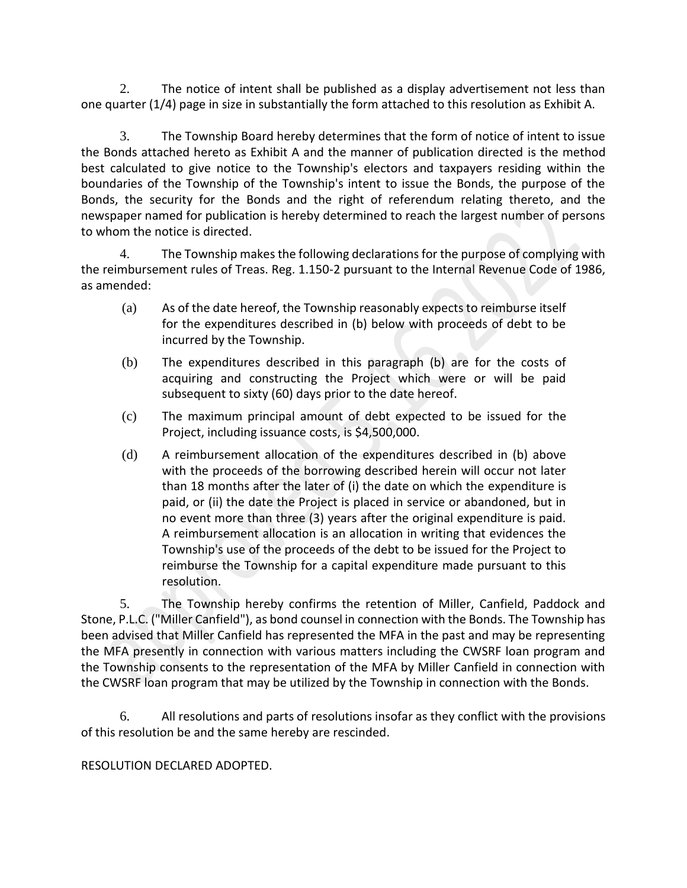2. The notice of intent shall be published as a display advertisement not less than one quarter (1/4) page in size in substantially the form attached to this resolution as Exhibit A.

3. The Township Board hereby determines that the form of notice of intent to issue the Bonds attached hereto as Exhibit A and the manner of publication directed is the method best calculated to give notice to the Township's electors and taxpayers residing within the boundaries of the Township of the Township's intent to issue the Bonds, the purpose of the Bonds, the security for the Bonds and the right of referendum relating thereto, and the newspaper named for publication is hereby determined to reach the largest number of persons to whom the notice is directed.

4. The Township makes the following declarations for the purpose of complying with the reimbursement rules of Treas. Reg. 1.150-2 pursuant to the Internal Revenue Code of 1986, as amended:

(a) As of the date hereof, the Township reasonably expects to reimburse itself for the expenditures described in (b) below with proceeds of debt to be incurred by the Township.

(b) The expenditures described in this paragraph (b) are for the costs of acquiring and constructing the Project which were or will be paid subsequent to sixty (60) days prior to the date hereof.

(c) The maximum principal amount of debt expected to be issued for the Project, including issuance costs, is $4,500,000.

(d) A reimbursement allocation of the expenditures described in (b) above with the proceeds of the borrowing described herein will occur not later than 18 months after the later of (i) the date on which the expenditure is paid, or (ii) the date the Project is placed in service or abandoned, but in no event more than three (3) years after the original expenditure is paid. A reimbursement allocation is an allocation in writing that evidences the Township's use of the proceeds of the debt to be issued for the Project to reimburse the Township for a capital expenditure made pursuant to this resolution.

5. The Township hereby confirms the retention of Miller, Canfield, Paddock and Stone, P.L.C. ("Miller Canfield"), as bond counsel in connection with the Bonds. The Township has been advised that Miller Canfield has represented the MFA in the past and may be representing the MFA presently in connection with various matters including the CWSRF loan program and the Township consents to the representation of the MFA by Miller Canfield in connection with the CWSRF loan program that may be utilized by the Township in connection with the Bonds.

6. All resolutions and parts of resolutions insofar as they conflict with the provisions of this resolution be and the same hereby are rescinded.

RESOLUTION DECLARED ADOPTED.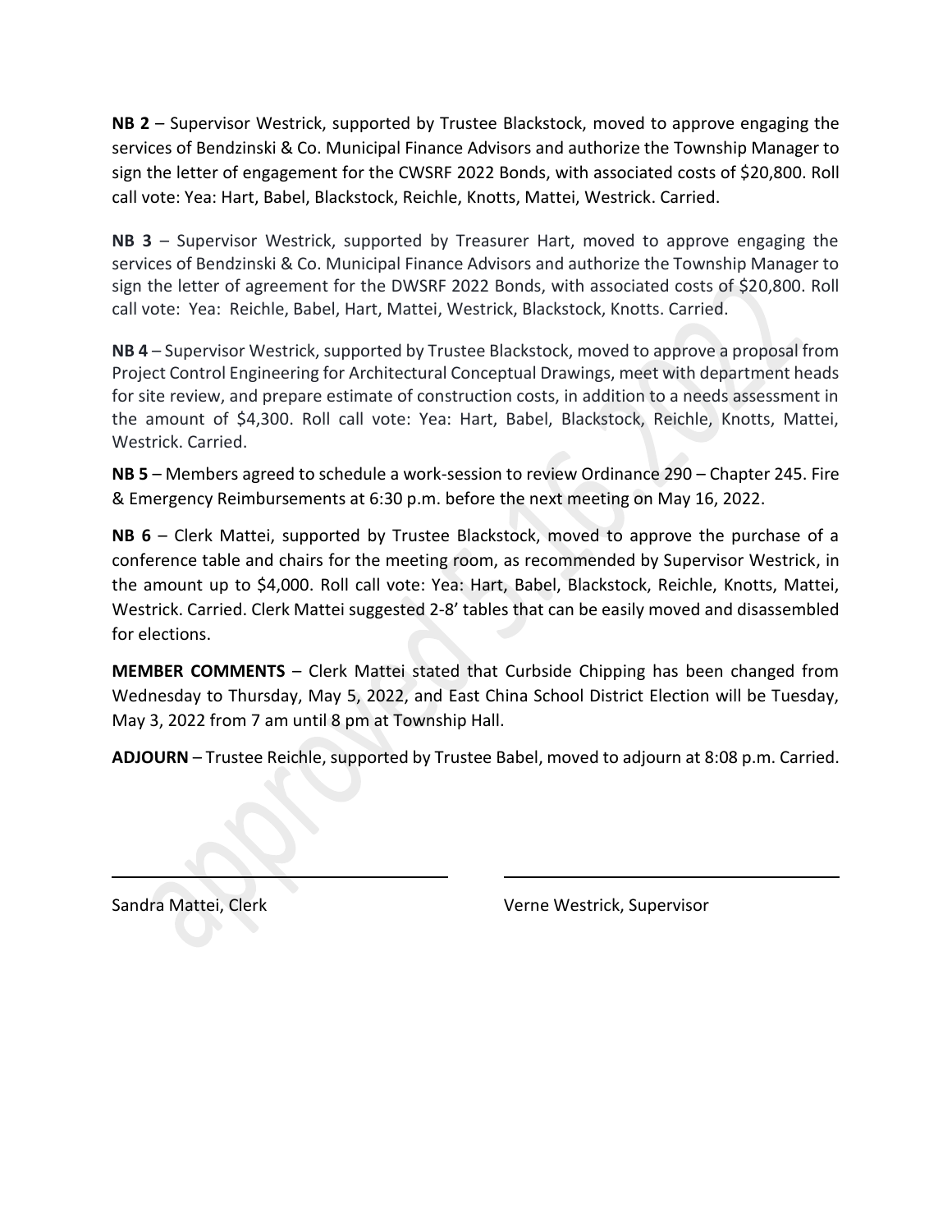**NB 2** – Supervisor Westrick, supported by Trustee Blackstock, moved to approve engaging the services of Bendzinski & Co. Municipal Finance Advisors and authorize the Township Manager to sign the letter of engagement for the CWSRF 2022 Bonds, with associated costs of $20,800. Roll call vote: Yea: Hart, Babel, Blackstock, Reichle, Knotts, Mattei, Westrick. Carried.

**NB 3** – Supervisor Westrick, supported by Treasurer Hart, moved to approve engaging the services of Bendzinski & Co. Municipal Finance Advisors and authorize the Township Manager to sign the letter of agreement for the DWSRF 2022 Bonds, with associated costs of $20,800. Roll call vote: Yea: Reichle, Babel, Hart, Mattei, Westrick, Blackstock, Knotts. Carried.

**NB 4** – Supervisor Westrick, supported by Trustee Blackstock, moved to approve a proposal from Project Control Engineering for Architectural Conceptual Drawings, meet with department heads for site review, and prepare estimate of construction costs, in addition to a needs assessment in the amount of $4,300. Roll call vote: Yea: Hart, Babel, Blackstock, Reichle, Knotts, Mattei, Westrick. Carried.

**NB 5** – Members agreed to schedule a work-session to review Ordinance 290 – Chapter 245. Fire & Emergency Reimbursements at 6:30 p.m. before the next meeting on May 16, 2022.

**NB 6** – Clerk Mattei, supported by Trustee Blackstock, moved to approve the purchase of a conference table and chairs for the meeting room, as recommended by Supervisor Westrick, in the amount up to $4,000. Roll call vote: Yea: Hart, Babel, Blackstock, Reichle, Knotts, Mattei, Westrick. Carried. Clerk Mattei suggested 2-8' tables that can be easily moved and disassembled for elections.

**MEMBER COMMENTS** – Clerk Mattei stated that Curbside Chipping has been changed from Wednesday to Thursday, May 5, 2022, and East China School District Election will be Tuesday, May 3, 2022 from 7 am until 8 pm at Township Hall.

**ADJOURN** – Trustee Reichle, supported by Trustee Babel, moved to adjourn at 8:08 p.m. Carried.

Sandra Mattei, Clerk

Verne Westrick, Supervisor